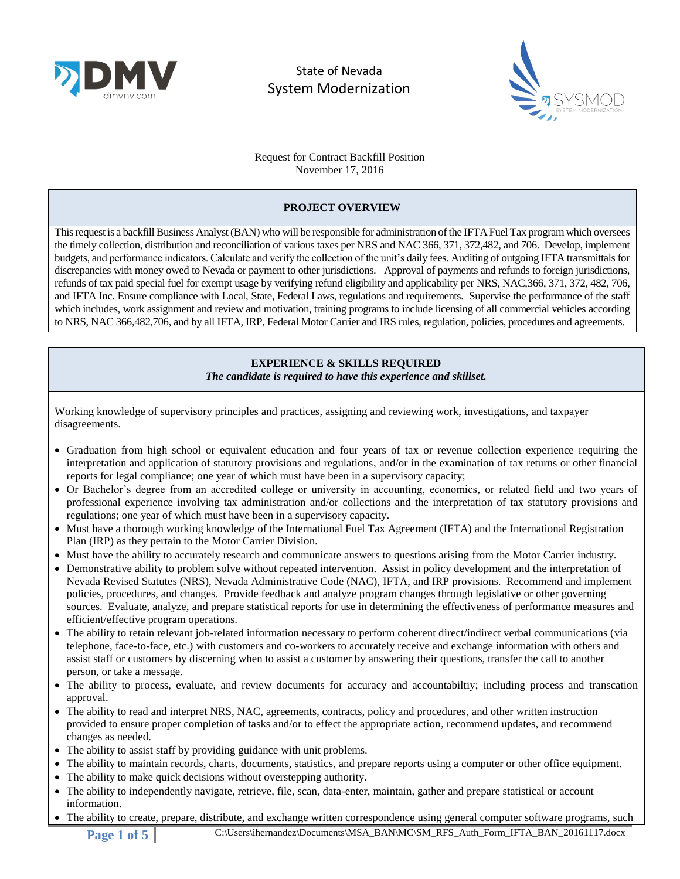State of Nevada
System Modernization

Request for Contract Backfill Position
November 17, 2016

## PROJECT OVERVIEW

This request is a backfill Business Analyst (BAN) who will be responsible for administration of the IFTA Fuel Tax program which oversees the timely collection, distribution and reconciliation of various taxes per NRS and NAC 366, 371, 372,482, and 706. Develop, implement budgets, and performance indicators. Calculate and verify the collection of the unit's daily fees. Auditing of outgoing IFTA transmittals for discrepancies with money owed to Nevada or payment to other jurisdictions. Approval of payments and refunds to foreign jurisdictions, refunds of tax paid special fuel for exempt usage by verifying refund eligibility and applicability per NRS, NAC,366, 371, 372, 482, 706, and IFTA Inc. Ensure compliance with Local, State, Federal Laws, regulations and requirements. Supervise the performance of the staff which includes, work assignment and review and motivation, training programs to include licensing of all commercial vehicles according to NRS, NAC 366,482,706, and by all IFTA, IRP, Federal Motor Carrier and IRS rules, regulation, policies, procedures and agreements.

## EXPERIENCE & SKILLS REQUIRED

***The candidate is required to have this experience and skillset.***

Working knowledge of supervisory principles and practices, assigning and reviewing work, investigations, and taxpayer disagreements.

- Graduation from high school or equivalent education and four years of tax or revenue collection experience requiring the interpretation and application of statutory provisions and regulations, and/or in the examination of tax returns or other financial reports for legal compliance; one year of which must have been in a supervisory capacity;
- Or Bachelor's degree from an accredited college or university in accounting, economics, or related field and two years of professional experience involving tax administration and/or collections and the interpretation of tax statutory provisions and regulations; one year of which must have been in a supervisory capacity.
- Must have a thorough working knowledge of the International Fuel Tax Agreement (IFTA) and the International Registration Plan (IRP) as they pertain to the Motor Carrier Division.
- Must have the ability to accurately research and communicate answers to questions arising from the Motor Carrier industry.
- Demonstrative ability to problem solve without repeated intervention. Assist in policy development and the interpretation of Nevada Revised Statutes (NRS), Nevada Administrative Code (NAC), IFTA, and IRP provisions. Recommend and implement policies, procedures, and changes. Provide feedback and analyze program changes through legislative or other governing sources. Evaluate, analyze, and prepare statistical reports for use in determining the effectiveness of performance measures and efficient/effective program operations.
- The ability to retain relevant job-related information necessary to perform coherent direct/indirect verbal communications (via telephone, face-to-face, etc.) with customers and co-workers to accurately receive and exchange information with others and assist staff or customers by discerning when to assist a customer by answering their questions, transfer the call to another person, or take a message.
- The ability to process, evaluate, and review documents for accuracy and accountabiltiy; including process and transcation approval.
- The ability to read and interpret NRS, NAC, agreements, contracts, policy and procedures, and other written instruction provided to ensure proper completion of tasks and/or to effect the appropriate action, recommend updates, and recommend changes as needed.
- The ability to assist staff by providing guidance with unit problems.
- The ability to maintain records, charts, documents, statistics, and prepare reports using a computer or other office equipment.
- The ability to make quick decisions without overstepping authority.
- The ability to independently navigate, retrieve, file, scan, data-enter, maintain, gather and prepare statistical or account information.
- The ability to create, prepare, distribute, and exchange written correspondence using general computer software programs, such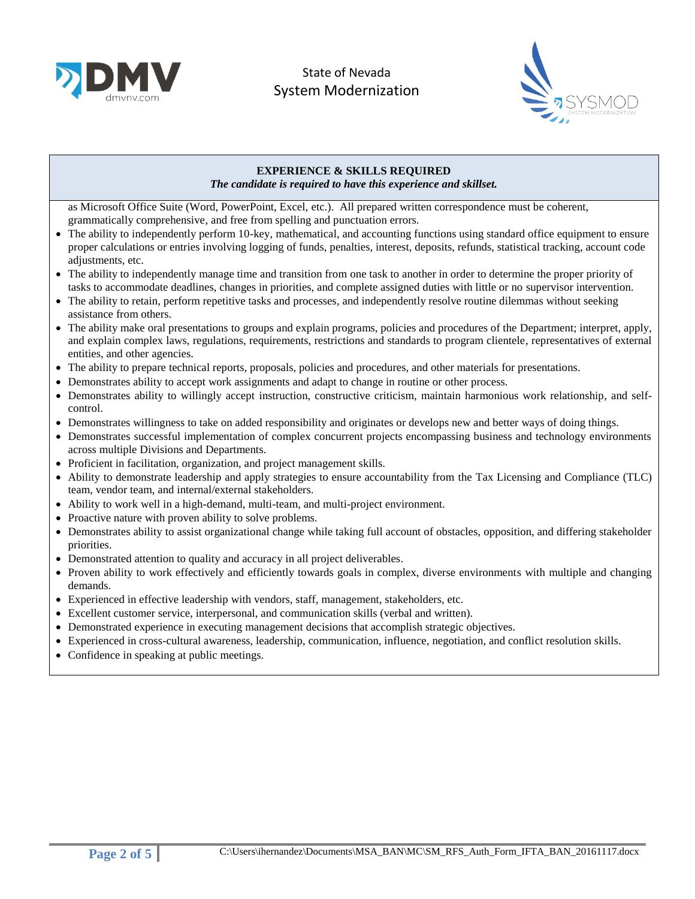**EXPERIENCE & SKILLS REQUIRED**

***The candidate is required to have this experience and skillset.***

as Microsoft Office Suite (Word, PowerPoint, Excel, etc.). All prepared written correspondence must be coherent, grammatically comprehensive, and free from spelling and punctuation errors.

- The ability to independently perform 10-key, mathematical, and accounting functions using standard office equipment to ensure proper calculations or entries involving logging of funds, penalties, interest, deposits, refunds, statistical tracking, account code adjustments, etc.
- The ability to independently manage time and transition from one task to another in order to determine the proper priority of tasks to accommodate deadlines, changes in priorities, and complete assigned duties with little or no supervisor intervention.
- The ability to retain, perform repetitive tasks and processes, and independently resolve routine dilemmas without seeking assistance from others.
- The ability make oral presentations to groups and explain programs, policies and procedures of the Department; interpret, apply, and explain complex laws, regulations, requirements, restrictions and standards to program clientele, representatives of external entities, and other agencies.
- The ability to prepare technical reports, proposals, policies and procedures, and other materials for presentations.
- Demonstrates ability to accept work assignments and adapt to change in routine or other process.
- Demonstrates ability to willingly accept instruction, constructive criticism, maintain harmonious work relationship, and self-control.
- Demonstrates willingness to take on added responsibility and originates or develops new and better ways of doing things.
- Demonstrates successful implementation of complex concurrent projects encompassing business and technology environments across multiple Divisions and Departments.
- Proficient in facilitation, organization, and project management skills.
- Ability to demonstrate leadership and apply strategies to ensure accountability from the Tax Licensing and Compliance (TLC) team, vendor team, and internal/external stakeholders.
- Ability to work well in a high-demand, multi-team, and multi-project environment.
- Proactive nature with proven ability to solve problems.
- Demonstrates ability to assist organizational change while taking full account of obstacles, opposition, and differing stakeholder priorities.
- Demonstrated attention to quality and accuracy in all project deliverables.
- Proven ability to work effectively and efficiently towards goals in complex, diverse environments with multiple and changing demands.
- Experienced in effective leadership with vendors, staff, management, stakeholders, etc.
- Excellent customer service, interpersonal, and communication skills (verbal and written).
- Demonstrated experience in executing management decisions that accomplish strategic objectives.
- Experienced in cross-cultural awareness, leadership, communication, influence, negotiation, and conflict resolution skills.
- Confidence in speaking at public meetings.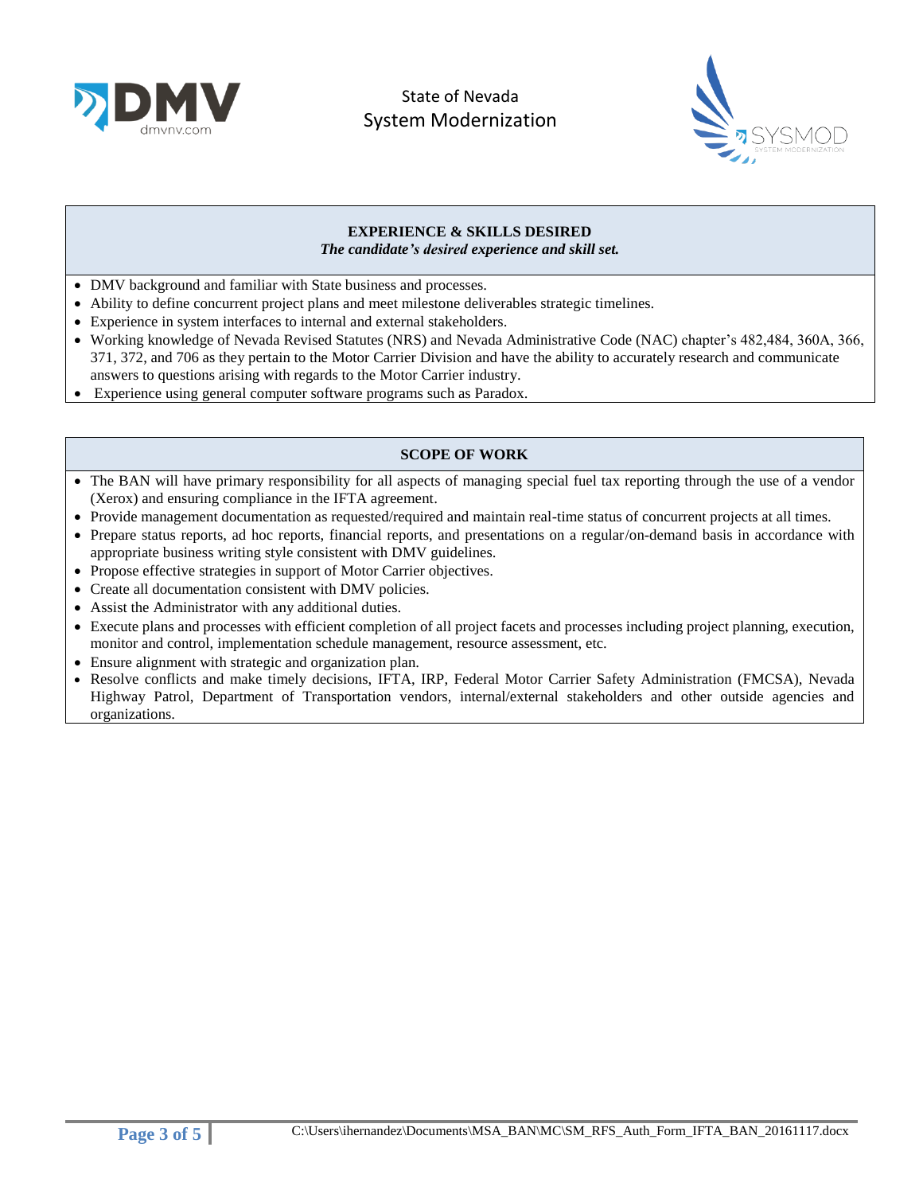## EXPERIENCE & SKILLS DESIRED

*The candidate's desired experience and skill set.*

- DMV background and familiar with State business and processes.
- Ability to define concurrent project plans and meet milestone deliverables strategic timelines.
- Experience in system interfaces to internal and external stakeholders.
- Working knowledge of Nevada Revised Statutes (NRS) and Nevada Administrative Code (NAC) chapter's 482,484, 360A, 366, 371, 372, and 706 as they pertain to the Motor Carrier Division and have the ability to accurately research and communicate answers to questions arising with regards to the Motor Carrier industry.
- Experience using general computer software programs such as Paradox.

## SCOPE OF WORK

- The BAN will have primary responsibility for all aspects of managing special fuel tax reporting through the use of a vendor (Xerox) and ensuring compliance in the IFTA agreement.
- Provide management documentation as requested/required and maintain real-time status of concurrent projects at all times.
- Prepare status reports, ad hoc reports, financial reports, and presentations on a regular/on-demand basis in accordance with appropriate business writing style consistent with DMV guidelines.
- Propose effective strategies in support of Motor Carrier objectives.
- Create all documentation consistent with DMV policies.
- Assist the Administrator with any additional duties.
- Execute plans and processes with efficient completion of all project facets and processes including project planning, execution, monitor and control, implementation schedule management, resource assessment, etc.
- Ensure alignment with strategic and organization plan.
- Resolve conflicts and make timely decisions, IFTA, IRP, Federal Motor Carrier Safety Administration (FMCSA), Nevada Highway Patrol, Department of Transportation vendors, internal/external stakeholders and other outside agencies and organizations.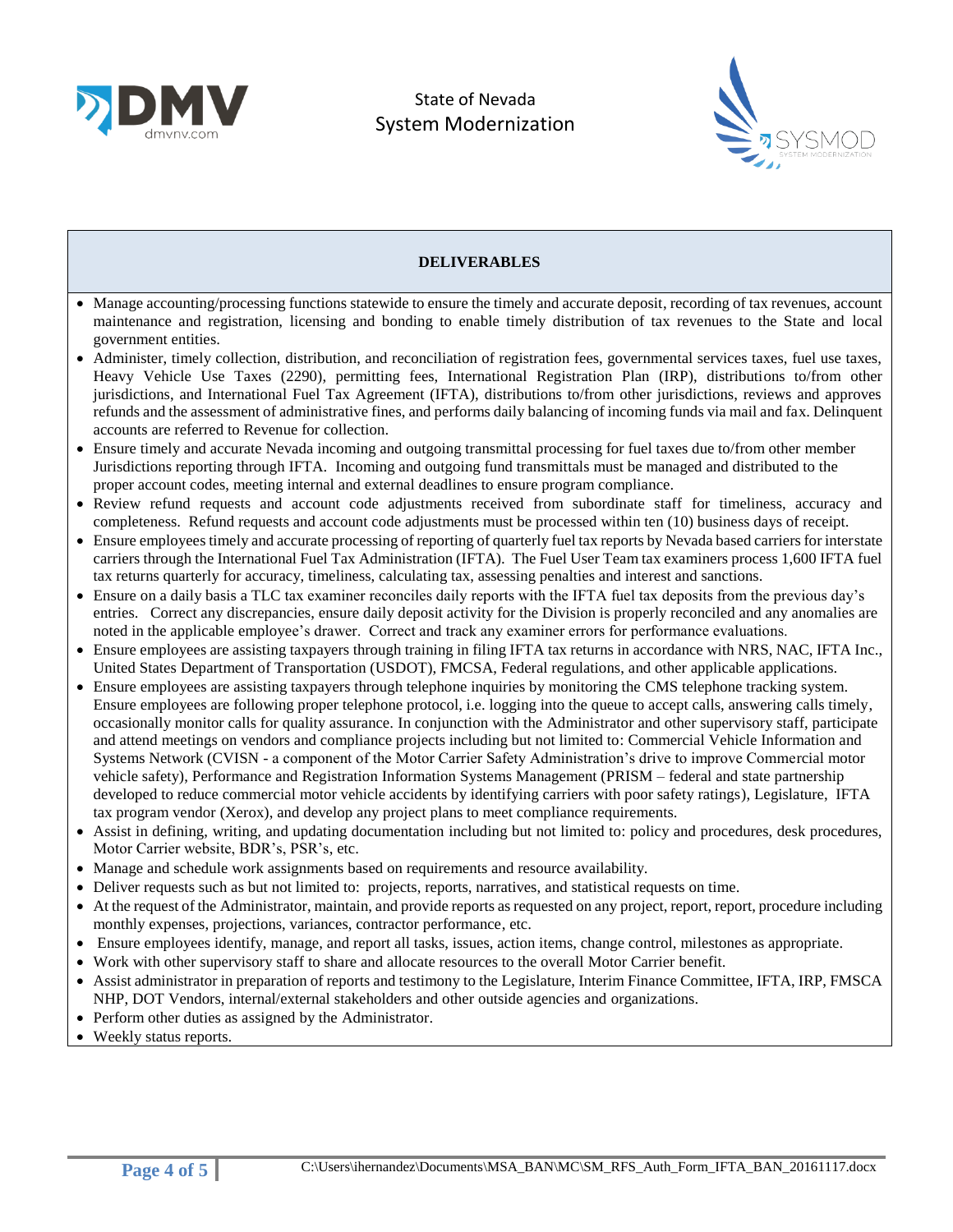State of Nevada
System Modernization

## DELIVERABLES

- Manage accounting/processing functions statewide to ensure the timely and accurate deposit, recording of tax revenues, account maintenance and registration, licensing and bonding to enable timely distribution of tax revenues to the State and local government entities.
- Administer, timely collection, distribution, and reconciliation of registration fees, governmental services taxes, fuel use taxes, Heavy Vehicle Use Taxes (2290), permitting fees, International Registration Plan (IRP), distributions to/from other jurisdictions, and International Fuel Tax Agreement (IFTA), distributions to/from other jurisdictions, reviews and approves refunds and the assessment of administrative fines, and performs daily balancing of incoming funds via mail and fax. Delinquent accounts are referred to Revenue for collection.
- Ensure timely and accurate Nevada incoming and outgoing transmittal processing for fuel taxes due to/from other member Jurisdictions reporting through IFTA. Incoming and outgoing fund transmittals must be managed and distributed to the proper account codes, meeting internal and external deadlines to ensure program compliance.
- Review refund requests and account code adjustments received from subordinate staff for timeliness, accuracy and completeness. Refund requests and account code adjustments must be processed within ten (10) business days of receipt.
- Ensure employees timely and accurate processing of reporting of quarterly fuel tax reports by Nevada based carriers for interstate carriers through the International Fuel Tax Administration (IFTA). The Fuel User Team tax examiners process 1,600 IFTA fuel tax returns quarterly for accuracy, timeliness, calculating tax, assessing penalties and interest and sanctions.
- Ensure on a daily basis a TLC tax examiner reconciles daily reports with the IFTA fuel tax deposits from the previous day's entries. Correct any discrepancies, ensure daily deposit activity for the Division is properly reconciled and any anomalies are noted in the applicable employee's drawer. Correct and track any examiner errors for performance evaluations.
- Ensure employees are assisting taxpayers through training in filing IFTA tax returns in accordance with NRS, NAC, IFTA Inc., United States Department of Transportation (USDOT), FMCSA, Federal regulations, and other applicable applications.
- Ensure employees are assisting taxpayers through telephone inquiries by monitoring the CMS telephone tracking system. Ensure employees are following proper telephone protocol, i.e. logging into the queue to accept calls, answering calls timely, occasionally monitor calls for quality assurance. In conjunction with the Administrator and other supervisory staff, participate and attend meetings on vendors and compliance projects including but not limited to: Commercial Vehicle Information and Systems Network (CVISN - a component of the Motor Carrier Safety Administration's drive to improve Commercial motor vehicle safety), Performance and Registration Information Systems Management (PRISM – federal and state partnership developed to reduce commercial motor vehicle accidents by identifying carriers with poor safety ratings), Legislature, IFTA tax program vendor (Xerox), and develop any project plans to meet compliance requirements.
- Assist in defining, writing, and updating documentation including but not limited to: policy and procedures, desk procedures, Motor Carrier website, BDR's, PSR's, etc.
- Manage and schedule work assignments based on requirements and resource availability.
- Deliver requests such as but not limited to: projects, reports, narratives, and statistical requests on time.
- At the request of the Administrator, maintain, and provide reports as requested on any project, report, report, procedure including monthly expenses, projections, variances, contractor performance, etc.
- Ensure employees identify, manage, and report all tasks, issues, action items, change control, milestones as appropriate.
- Work with other supervisory staff to share and allocate resources to the overall Motor Carrier benefit.
- Assist administrator in preparation of reports and testimony to the Legislature, Interim Finance Committee, IFTA, IRP, FMSCA NHP, DOT Vendors, internal/external stakeholders and other outside agencies and organizations.
- Perform other duties as assigned by the Administrator.
- Weekly status reports.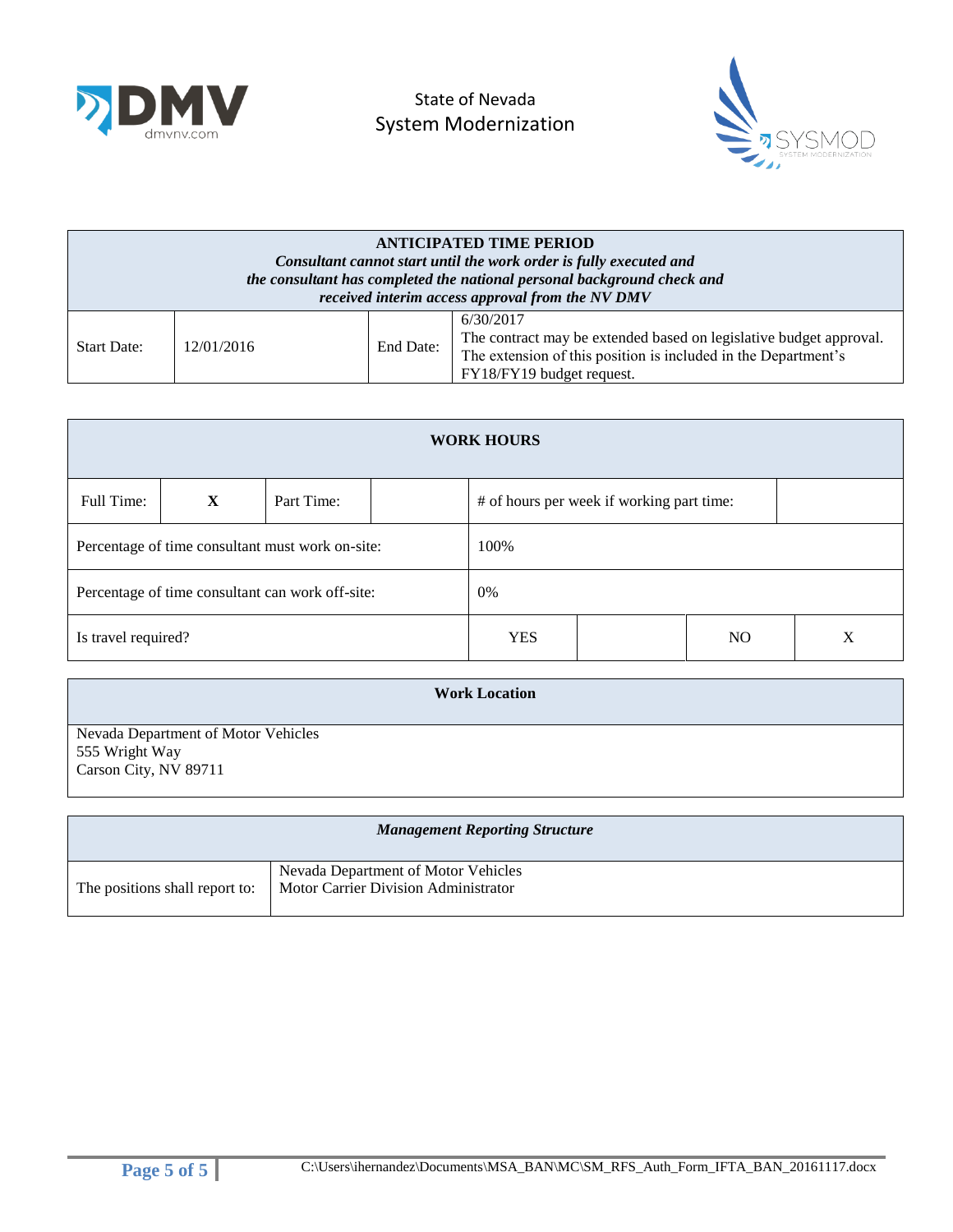State of Nevada
System Modernization

| **ANTICIPATED TIME PERIOD** <br> ***Consultant cannot start until the work order is fully executed and the consultant has completed the national personal background check and received interim access approval from the NV DMV*** | | | |
|---|---|---|---|
| Start Date: | 12/01/2016 | End Date: | 6/30/2017 <br> The contract may be extended based on legislative budget approval. The extension of this position is included in the Department's FY18/FY19 budget request. |

| **WORK HOURS** | | | | | |
|---|---|---|---|---|---|
| Full Time: | **X** | Part Time: | | # of hours per week if working part time: | |
| Percentage of time consultant must work on-site: | | | | 100% | |
| Percentage of time consultant can work off-site: | | | | 0% | |
| Is travel required? | | YES | | NO | X |

| **Work Location** |
|---|
| Nevada Department of Motor Vehicles <br> 555 Wright Way <br> Carson City, NV 89711 |

| ***Management Reporting Structure*** | |
|---|---|
| The positions shall report to: | Nevada Department of Motor Vehicles <br> Motor Carrier Division Administrator |

C:\Users\ihernandez\Documents\MSA_BAN\MC\SM_RFS_Auth_Form_IFTA_BAN_20161117.docx